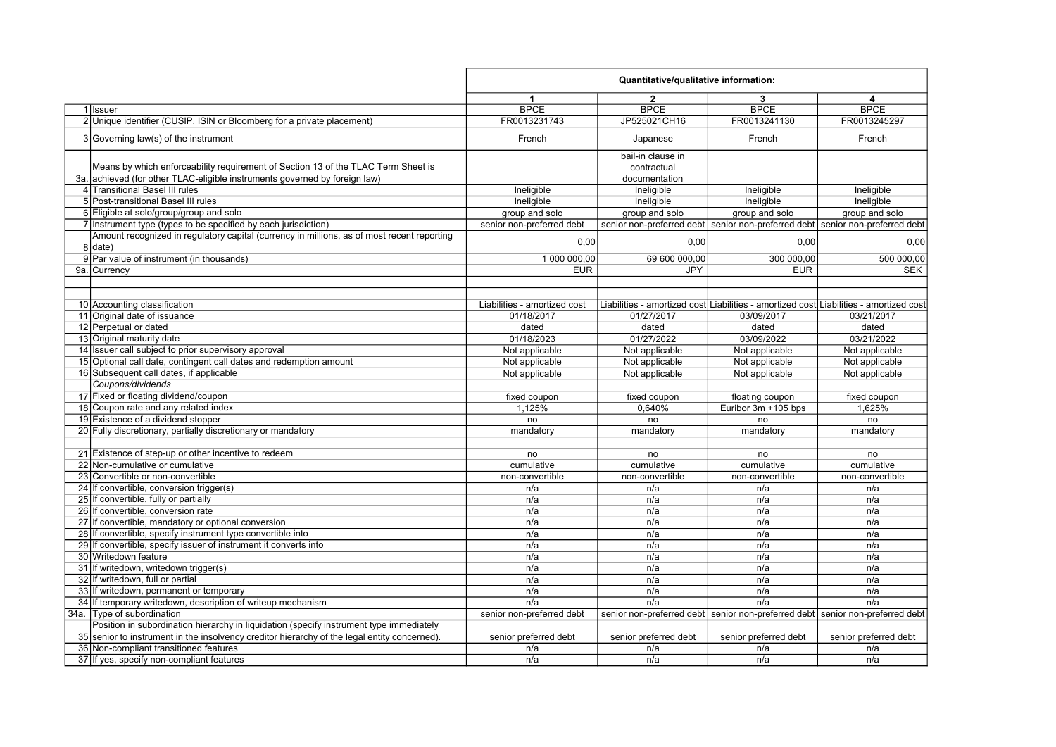| | | Quantitative/qualitative information: | | | |
|---|---|---|---|---|---|
| | | 1 | 2 | 3 | 4 |
| 1 | Issuer | BPCE | BPCE | BPCE | BPCE |
| 2 | Unique identifier (CUSIP, ISIN or Bloomberg for a private placement) | FR0013231743 | JP525021CH16 | FR0013241130 | FR0013245297 |
| 3 | Governing law(s) of the instrument | French | Japanese | French | French |
| 3a. | Means by which enforceability requirement of Section 13 of the TLAC Term Sheet is achieved (for other TLAC-eligible instruments governed by foreign law) | | bail-in clause in contractual documentation | | |
| 4 | Transitional Basel III rules | Ineligible | Ineligible | Ineligible | Ineligible |
| 5 | Post-transitional Basel III rules | Ineligible | Ineligible | Ineligible | Ineligible |
| 6 | Eligible at solo/group/group and solo | group and solo | group and solo | group and solo | group and solo |
| 7 | Instrument type (types to be specified by each jurisdiction) | senior non-preferred debt | senior non-preferred debt | senior non-preferred debt | senior non-preferred debt |
| 8 | Amount recognized in regulatory capital (currency in millions, as of most recent reporting date) | 0,00 | 0,00 | 0,00 | 0,00 |
| 9 | Par value of instrument (in thousands) | 1 000 000,00 | 69 600 000,00 | 300 000,00 | 500 000,00 |
| 9a. | Currency | EUR | JPY | EUR | SEK |
| | | | | | |
| | | | | | |
| 10 | Accounting classification | Liabilities - amortized cost | Liabilities - amortized cost | Liabilities - amortized cost | Liabilities - amortized cost |
| 11 | Original date of issuance | 01/18/2017 | 01/27/2017 | 03/09/2017 | 03/21/2017 |
| 12 | Perpetual or dated | dated | dated | dated | dated |
| 13 | Original maturity date | 01/18/2023 | 01/27/2022 | 03/09/2022 | 03/21/2022 |
| 14 | Issuer call subject to prior supervisory approval | Not applicable | Not applicable | Not applicable | Not applicable |
| 15 | Optional call date, contingent call dates and redemption amount | Not applicable | Not applicable | Not applicable | Not applicable |
| 16 | Subsequent call dates, if applicable | Not applicable | Not applicable | Not applicable | Not applicable |
| | *Coupons/dividends* | | | | |
| 17 | Fixed or floating dividend/coupon | fixed coupon | fixed coupon | floating coupon | fixed coupon |
| 18 | Coupon rate and any related index | 1,125% | 0,640% | Euribor 3m +105 bps | 1,625% |
| 19 | Existence of a dividend stopper | no | no | no | no |
| 20 | Fully discretionary, partially discretionary or mandatory | mandatory | mandatory | mandatory | mandatory |
| | | | | | |
| 21 | Existence of step-up or other incentive to redeem | no | no | no | no |
| 22 | Non-cumulative or cumulative | cumulative | cumulative | cumulative | cumulative |
| 23 | Convertible or non-convertible | non-convertible | non-convertible | non-convertible | non-convertible |
| 24 | If convertible, conversion trigger(s) | n/a | n/a | n/a | n/a |
| 25 | If convertible, fully or partially | n/a | n/a | n/a | n/a |
| 26 | If convertible, conversion rate | n/a | n/a | n/a | n/a |
| 27 | If convertible, mandatory or optional conversion | n/a | n/a | n/a | n/a |
| 28 | If convertible, specify instrument type convertible into | n/a | n/a | n/a | n/a |
| 29 | If convertible, specify issuer of instrument it converts into | n/a | n/a | n/a | n/a |
| 30 | Writedown feature | n/a | n/a | n/a | n/a |
| 31 | If writedown, writedown trigger(s) | n/a | n/a | n/a | n/a |
| 32 | If writedown, full or partial | n/a | n/a | n/a | n/a |
| 33 | If writedown, permanent or temporary | n/a | n/a | n/a | n/a |
| 34 | If temporary writedown, description of writeup mechanism | n/a | n/a | n/a | n/a |
| 34a. | Type of subordination | senior non-preferred debt | senior non-preferred debt | senior non-preferred debt | senior non-preferred debt |
| 35 | Position in subordination hierarchy in liquidation (specify instrument type immediately senior to instrument in the insolvency creditor hierarchy of the legal entity concerned). | senior preferred debt | senior preferred debt | senior preferred debt | senior preferred debt |
| 36 | Non-compliant transitioned features | n/a | n/a | n/a | n/a |
| 37 | If yes, specify non-compliant features | n/a | n/a | n/a | n/a |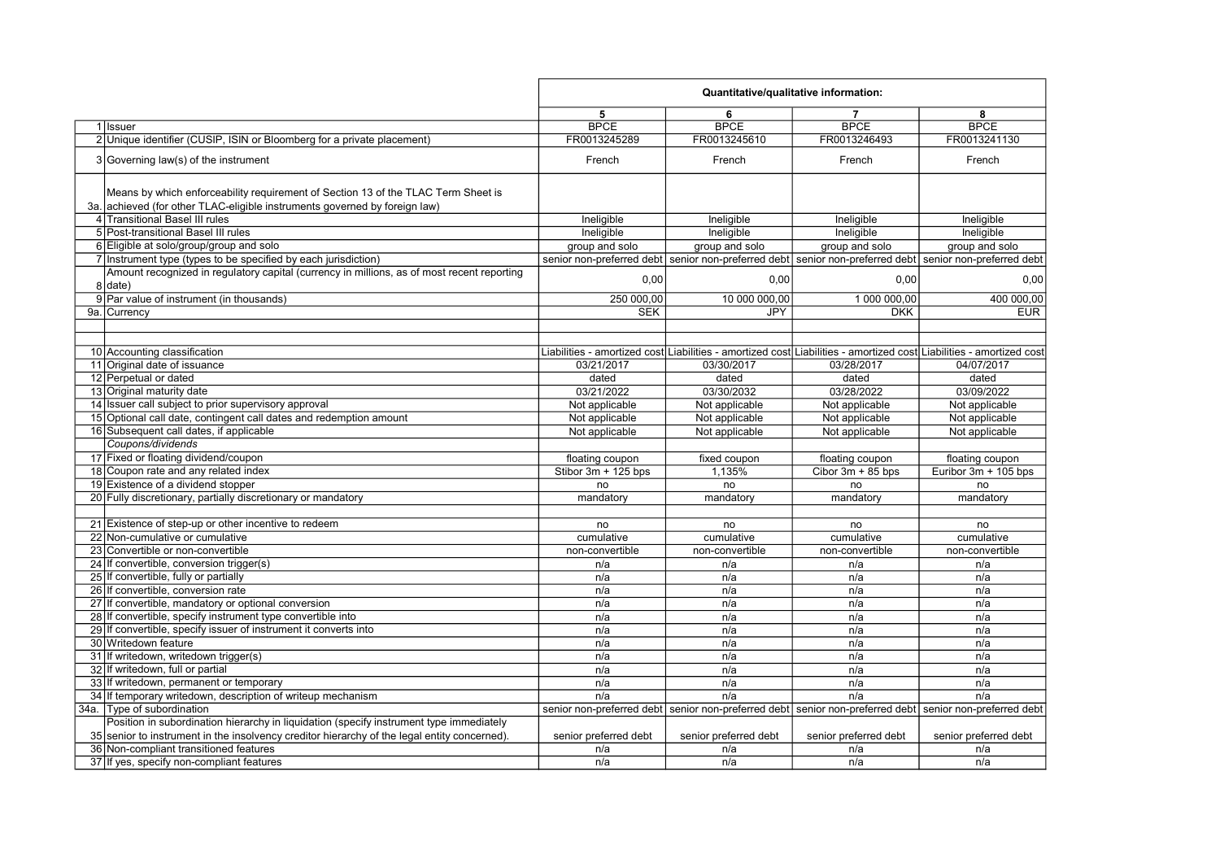| | | Quantitative/qualitative information: | | | |
|---|---|---|---|---|---|
| | | 5 | 6 | 7 | 8 |
| 1 | Issuer | BPCE | BPCE | BPCE | BPCE |
| 2 | Unique identifier (CUSIP, ISIN or Bloomberg for a private placement) | FR0013245289 | FR0013245610 | FR0013246493 | FR0013241130 |
| 3 | Governing law(s) of the instrument | French | French | French | French |
| 3a. | Means by which enforceability requirement of Section 13 of the TLAC Term Sheet is achieved (for other TLAC-eligible instruments governed by foreign law) | | | | |
| 4 | Transitional Basel III rules | Ineligible | Ineligible | Ineligible | Ineligible |
| 5 | Post-transitional Basel III rules | Ineligible | Ineligible | Ineligible | Ineligible |
| 6 | Eligible at solo/group/group and solo | group and solo | group and solo | group and solo | group and solo |
| 7 | Instrument type (types to be specified by each jurisdiction) | senior non-preferred debt | senior non-preferred debt | senior non-preferred debt | senior non-preferred debt |
| 8 | Amount recognized in regulatory capital (currency in millions, as of most recent reporting date) | 0,00 | 0,00 | 0,00 | 0,00 |
| 9 | Par value of instrument (in thousands) | 250 000,00 | 10 000 000,00 | 1 000 000,00 | 400 000,00 |
| 9a. | Currency | SEK | JPY | DKK | EUR |
| | | | | | |
| | | | | | |
| 10 | Accounting classification | Liabilities - amortized cost | Liabilities - amortized cost | Liabilities - amortized cost | Liabilities - amortized cost |
| 11 | Original date of issuance | 03/21/2017 | 03/30/2017 | 03/28/2017 | 04/07/2017 |
| 12 | Perpetual or dated | dated | dated | dated | dated |
| 13 | Original maturity date | 03/21/2022 | 03/30/2032 | 03/28/2022 | 03/09/2022 |
| 14 | Issuer call subject to prior supervisory approval | Not applicable | Not applicable | Not applicable | Not applicable |
| 15 | Optional call date, contingent call dates and redemption amount | Not applicable | Not applicable | Not applicable | Not applicable |
| 16 | Subsequent call dates, if applicable | Not applicable | Not applicable | Not applicable | Not applicable |
| | *Coupons/dividends* | | | | |
| 17 | Fixed or floating dividend/coupon | floating coupon | fixed coupon | floating coupon | floating coupon |
| 18 | Coupon rate and any related index | Stibor 3m + 125 bps | 1,135% | Cibor 3m + 85 bps | Euribor 3m + 105 bps |
| 19 | Existence of a dividend stopper | no | no | no | no |
| 20 | Fully discretionary, partially discretionary or mandatory | mandatory | mandatory | mandatory | mandatory |
| | | | | | |
| 21 | Existence of step-up or other incentive to redeem | no | no | no | no |
| 22 | Non-cumulative or cumulative | cumulative | cumulative | cumulative | cumulative |
| 23 | Convertible or non-convertible | non-convertible | non-convertible | non-convertible | non-convertible |
| 24 | If convertible, conversion trigger(s) | n/a | n/a | n/a | n/a |
| 25 | If convertible, fully or partially | n/a | n/a | n/a | n/a |
| 26 | If convertible, conversion rate | n/a | n/a | n/a | n/a |
| 27 | If convertible, mandatory or optional conversion | n/a | n/a | n/a | n/a |
| 28 | If convertible, specify instrument type convertible into | n/a | n/a | n/a | n/a |
| 29 | If convertible, specify issuer of instrument it converts into | n/a | n/a | n/a | n/a |
| 30 | Writedown feature | n/a | n/a | n/a | n/a |
| 31 | If writedown, writedown trigger(s) | n/a | n/a | n/a | n/a |
| 32 | If writedown, full or partial | n/a | n/a | n/a | n/a |
| 33 | If writedown, permanent or temporary | n/a | n/a | n/a | n/a |
| 34 | If temporary writedown, description of writeup mechanism | n/a | n/a | n/a | n/a |
| 34a. | Type of subordination | senior non-preferred debt | senior non-preferred debt | senior non-preferred debt | senior non-preferred debt |
| 35 | Position in subordination hierarchy in liquidation (specify instrument type immediately senior to instrument in the insolvency creditor hierarchy of the legal entity concerned). | senior preferred debt | senior preferred debt | senior preferred debt | senior preferred debt |
| 36 | Non-compliant transitioned features | n/a | n/a | n/a | n/a |
| 37 | If yes, specify non-compliant features | n/a | n/a | n/a | n/a |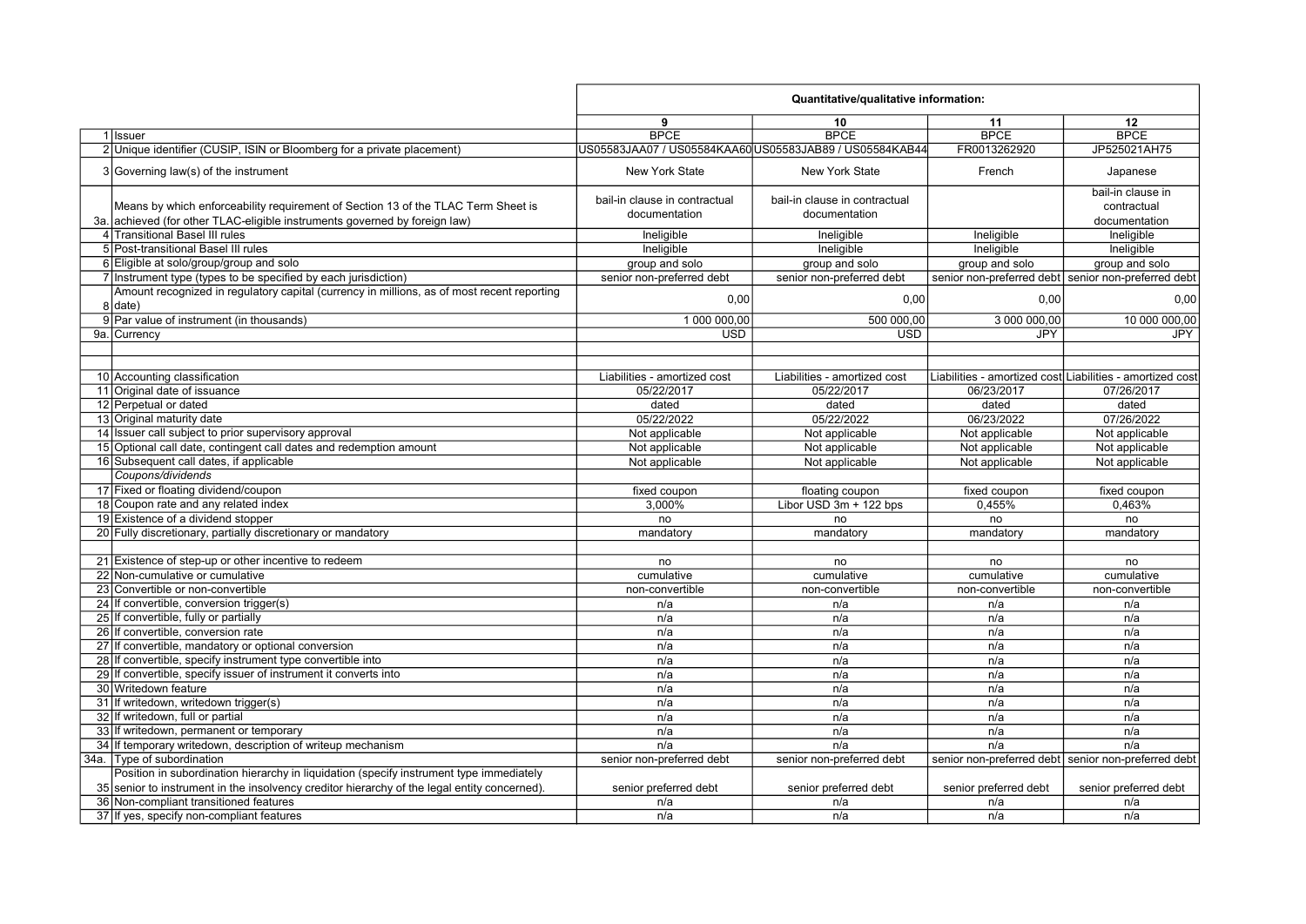| | | Quantitative/qualitative information: | | | |
|---|---|---|---|---|---|
| | | 9 | 10 | 11 | 12 |
| 1 | Issuer | BPCE | BPCE | BPCE | BPCE |
| 2 | Unique identifier (CUSIP, ISIN or Bloomberg for a private placement) | US05583JAA07 / US05584KAA60 | US05583JAB89 / US05584KAB44 | FR0013262920 | JP525021AH75 |
| 3 | Governing law(s) of the instrument | New York State | New York State | French | Japanese |
| 3a. | Means by which enforceability requirement of Section 13 of the TLAC Term Sheet is achieved (for other TLAC-eligible instruments governed by foreign law) | bail-in clause in contractual documentation | bail-in clause in contractual documentation | | bail-in clause in contractual documentation |
| 4 | Transitional Basel III rules | Ineligible | Ineligible | Ineligible | Ineligible |
| 5 | Post-transitional Basel III rules | Ineligible | Ineligible | Ineligible | Ineligible |
| 6 | Eligible at solo/group/group and solo | group and solo | group and solo | group and solo | group and solo |
| 7 | Instrument type (types to be specified by each jurisdiction) | senior non-preferred debt | senior non-preferred debt | senior non-preferred debt | senior non-preferred debt |
| 8 | Amount recognized in regulatory capital (currency in millions, as of most recent reporting date) | 0,00 | 0,00 | 0,00 | 0,00 |
| 9 | Par value of instrument (in thousands) | 1 000 000,00 | 500 000,00 | 3 000 000,00 | 10 000 000,00 |
| 9a. | Currency | USD | USD | JPY | JPY |
| | | | | | |
| | | | | | |
| 10 | Accounting classification | Liabilities - amortized cost | Liabilities - amortized cost | Liabilities - amortized cost | Liabilities - amortized cost |
| 11 | Original date of issuance | 05/22/2017 | 05/22/2017 | 06/23/2017 | 07/26/2017 |
| 12 | Perpetual or dated | dated | dated | dated | dated |
| 13 | Original maturity date | 05/22/2022 | 05/22/2022 | 06/23/2022 | 07/26/2022 |
| 14 | Issuer call subject to prior supervisory approval | Not applicable | Not applicable | Not applicable | Not applicable |
| 15 | Optional call date, contingent call dates and redemption amount | Not applicable | Not applicable | Not applicable | Not applicable |
| 16 | Subsequent call dates, if applicable | Not applicable | Not applicable | Not applicable | Not applicable |
| | *Coupons/dividends* | | | | |
| 17 | Fixed or floating dividend/coupon | fixed coupon | floating coupon | fixed coupon | fixed coupon |
| 18 | Coupon rate and any related index | 3,000% | Libor USD 3m + 122 bps | 0,455% | 0,463% |
| 19 | Existence of a dividend stopper | no | no | no | no |
| 20 | Fully discretionary, partially discretionary or mandatory | mandatory | mandatory | mandatory | mandatory |
| | | | | | |
| 21 | Existence of step-up or other incentive to redeem | no | no | no | no |
| 22 | Non-cumulative or cumulative | cumulative | cumulative | cumulative | cumulative |
| 23 | Convertible or non-convertible | non-convertible | non-convertible | non-convertible | non-convertible |
| 24 | If convertible, conversion trigger(s) | n/a | n/a | n/a | n/a |
| 25 | If convertible, fully or partially | n/a | n/a | n/a | n/a |
| 26 | If convertible, conversion rate | n/a | n/a | n/a | n/a |
| 27 | If convertible, mandatory or optional conversion | n/a | n/a | n/a | n/a |
| 28 | If convertible, specify instrument type convertible into | n/a | n/a | n/a | n/a |
| 29 | If convertible, specify issuer of instrument it converts into | n/a | n/a | n/a | n/a |
| 30 | Writedown feature | n/a | n/a | n/a | n/a |
| 31 | If writedown, writedown trigger(s) | n/a | n/a | n/a | n/a |
| 32 | If writedown, full or partial | n/a | n/a | n/a | n/a |
| 33 | If writedown, permanent or temporary | n/a | n/a | n/a | n/a |
| 34 | If temporary writedown, description of writeup mechanism | n/a | n/a | n/a | n/a |
| 34a. | Type of subordination | senior non-preferred debt | senior non-preferred debt | senior non-preferred debt | senior non-preferred debt |
| 35 | Position in subordination hierarchy in liquidation (specify instrument type immediately senior to instrument in the insolvency creditor hierarchy of the legal entity concerned). | senior preferred debt | senior preferred debt | senior preferred debt | senior preferred debt |
| 36 | Non-compliant transitioned features | n/a | n/a | n/a | n/a |
| 37 | If yes, specify non-compliant features | n/a | n/a | n/a | n/a |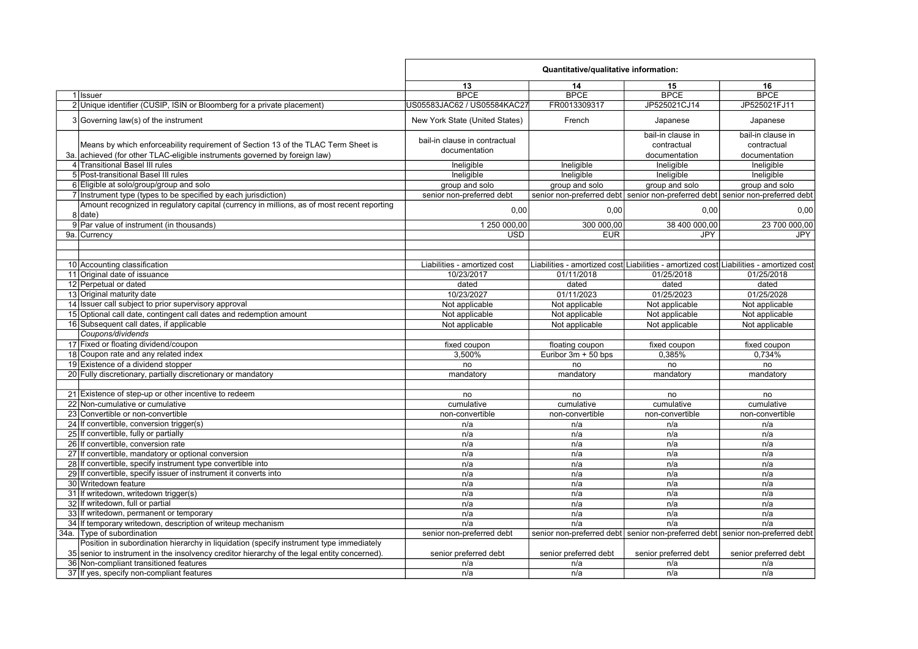| | | Quantitative/qualitative information: | | | |
|---|---|---|---|---|---|
| | | 13 | 14 | 15 | 16 |
| 1 | Issuer | BPCE | BPCE | BPCE | BPCE |
| 2 | Unique identifier (CUSIP, ISIN or Bloomberg for a private placement) | US05583JAC62 / US05584KAC27 | FR0013309317 | JP525021CJ14 | JP525021FJ11 |
| 3 | Governing law(s) of the instrument | New York State (United States) | French | Japanese | Japanese |
| 3a. | Means by which enforceability requirement of Section 13 of the TLAC Term Sheet is achieved (for other TLAC-eligible instruments governed by foreign law) | bail-in clause in contractual documentation | | bail-in clause in contractual documentation | bail-in clause in contractual documentation |
| 4 | Transitional Basel III rules | Ineligible | Ineligible | Ineligible | Ineligible |
| 5 | Post-transitional Basel III rules | Ineligible | Ineligible | Ineligible | Ineligible |
| 6 | Eligible at solo/group/group and solo | group and solo | group and solo | group and solo | group and solo |
| 7 | Instrument type (types to be specified by each jurisdiction) | senior non-preferred debt | senior non-preferred debt | senior non-preferred debt | senior non-preferred debt |
| 8 | Amount recognized in regulatory capital (currency in millions, as of most recent reporting date) | 0,00 | 0,00 | 0,00 | 0,00 |
| 9 | Par value of instrument (in thousands) | 1 250 000,00 | 300 000,00 | 38 400 000,00 | 23 700 000,00 |
| 9a. | Currency | USD | EUR | JPY | JPY |
| | | | | | |
| | | | | | |
| 10 | Accounting classification | Liabilities - amortized cost | Liabilities - amortized cost | Liabilities - amortized cost | Liabilities - amortized cost |
| 11 | Original date of issuance | 10/23/2017 | 01/11/2018 | 01/25/2018 | 01/25/2018 |
| 12 | Perpetual or dated | dated | dated | dated | dated |
| 13 | Original maturity date | 10/23/2027 | 01/11/2023 | 01/25/2023 | 01/25/2028 |
| 14 | Issuer call subject to prior supervisory approval | Not applicable | Not applicable | Not applicable | Not applicable |
| 15 | Optional call date, contingent call dates and redemption amount | Not applicable | Not applicable | Not applicable | Not applicable |
| 16 | Subsequent call dates, if applicable | Not applicable | Not applicable | Not applicable | Not applicable |
| | *Coupons/dividends* | | | | |
| 17 | Fixed or floating dividend/coupon | fixed coupon | floating coupon | fixed coupon | fixed coupon |
| 18 | Coupon rate and any related index | 3,500% | Euribor 3m + 50 bps | 0,385% | 0,734% |
| 19 | Existence of a dividend stopper | no | no | no | no |
| 20 | Fully discretionary, partially discretionary or mandatory | mandatory | mandatory | mandatory | mandatory |
| | | | | | |
| 21 | Existence of step-up or other incentive to redeem | no | no | no | no |
| 22 | Non-cumulative or cumulative | cumulative | cumulative | cumulative | cumulative |
| 23 | Convertible or non-convertible | non-convertible | non-convertible | non-convertible | non-convertible |
| 24 | If convertible, conversion trigger(s) | n/a | n/a | n/a | n/a |
| 25 | If convertible, fully or partially | n/a | n/a | n/a | n/a |
| 26 | If convertible, conversion rate | n/a | n/a | n/a | n/a |
| 27 | If convertible, mandatory or optional conversion | n/a | n/a | n/a | n/a |
| 28 | If convertible, specify instrument type convertible into | n/a | n/a | n/a | n/a |
| 29 | If convertible, specify issuer of instrument it converts into | n/a | n/a | n/a | n/a |
| 30 | Writedown feature | n/a | n/a | n/a | n/a |
| 31 | If writedown, writedown trigger(s) | n/a | n/a | n/a | n/a |
| 32 | If writedown, full or partial | n/a | n/a | n/a | n/a |
| 33 | If writedown, permanent or temporary | n/a | n/a | n/a | n/a |
| 34 | If temporary writedown, description of writeup mechanism | n/a | n/a | n/a | n/a |
| 34a. | Type of subordination | senior non-preferred debt | senior non-preferred debt | senior non-preferred debt | senior non-preferred debt |
| 35 | Position in subordination hierarchy in liquidation (specify instrument type immediately senior to instrument in the insolvency creditor hierarchy of the legal entity concerned). | senior preferred debt | senior preferred debt | senior preferred debt | senior preferred debt |
| 36 | Non-compliant transitioned features | n/a | n/a | n/a | n/a |
| 37 | If yes, specify non-compliant features | n/a | n/a | n/a | n/a |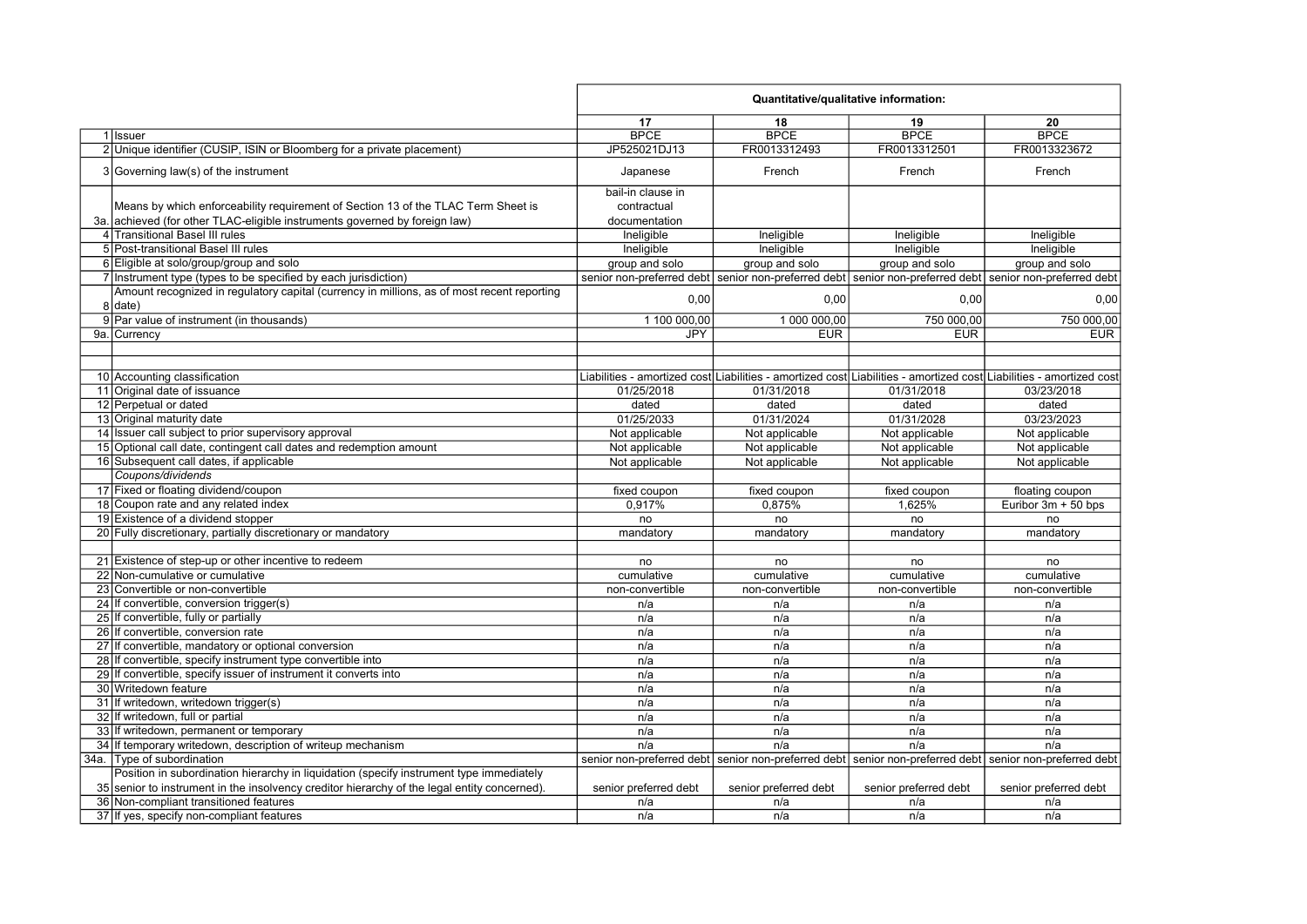| | | Quantitative/qualitative information: | | | |
|---|---|---|---|---|---|
| | | 17 | 18 | 19 | 20 |
| 1 | Issuer | BPCE | BPCE | BPCE | BPCE |
| 2 | Unique identifier (CUSIP, ISIN or Bloomberg for a private placement) | JP525021DJ13 | FR0013312493 | FR0013312501 | FR0013323672 |
| 3 | Governing law(s) of the instrument | Japanese | French | French | French |
| 3a. | Means by which enforceability requirement of Section 13 of the TLAC Term Sheet is achieved (for other TLAC-eligible instruments governed by foreign law) | bail-in clause in contractual documentation | | | |
| 4 | Transitional Basel III rules | Ineligible | Ineligible | Ineligible | Ineligible |
| 5 | Post-transitional Basel III rules | Ineligible | Ineligible | Ineligible | Ineligible |
| 6 | Eligible at solo/group/group and solo | group and solo | group and solo | group and solo | group and solo |
| 7 | Instrument type (types to be specified by each jurisdiction) | senior non-preferred debt | senior non-preferred debt | senior non-preferred debt | senior non-preferred debt |
| 8 | Amount recognized in regulatory capital (currency in millions, as of most recent reporting date) | 0,00 | 0,00 | 0,00 | 0,00 |
| 9 | Par value of instrument (in thousands) | 1 100 000,00 | 1 000 000,00 | 750 000,00 | 750 000,00 |
| 9a. | Currency | JPY | EUR | EUR | EUR |
| | | | | | |
| | | | | | |
| 10 | Accounting classification | Liabilities - amortized cost | Liabilities - amortized cost | Liabilities - amortized cost | Liabilities - amortized cost |
| 11 | Original date of issuance | 01/25/2018 | 01/31/2018 | 01/31/2018 | 03/23/2018 |
| 12 | Perpetual or dated | dated | dated | dated | dated |
| 13 | Original maturity date | 01/25/2033 | 01/31/2024 | 01/31/2028 | 03/23/2023 |
| 14 | Issuer call subject to prior supervisory approval | Not applicable | Not applicable | Not applicable | Not applicable |
| 15 | Optional call date, contingent call dates and redemption amount | Not applicable | Not applicable | Not applicable | Not applicable |
| 16 | Subsequent call dates, if applicable | Not applicable | Not applicable | Not applicable | Not applicable |
| | *Coupons/dividends* | | | | |
| 17 | Fixed or floating dividend/coupon | fixed coupon | fixed coupon | fixed coupon | floating coupon |
| 18 | Coupon rate and any related index | 0,917% | 0,875% | 1,625% | Euribor 3m + 50 bps |
| 19 | Existence of a dividend stopper | no | no | no | no |
| 20 | Fully discretionary, partially discretionary or mandatory | mandatory | mandatory | mandatory | mandatory |
| | | | | | |
| 21 | Existence of step-up or other incentive to redeem | no | no | no | no |
| 22 | Non-cumulative or cumulative | cumulative | cumulative | cumulative | cumulative |
| 23 | Convertible or non-convertible | non-convertible | non-convertible | non-convertible | non-convertible |
| 24 | If convertible, conversion trigger(s) | n/a | n/a | n/a | n/a |
| 25 | If convertible, fully or partially | n/a | n/a | n/a | n/a |
| 26 | If convertible, conversion rate | n/a | n/a | n/a | n/a |
| 27 | If convertible, mandatory or optional conversion | n/a | n/a | n/a | n/a |
| 28 | If convertible, specify instrument type convertible into | n/a | n/a | n/a | n/a |
| 29 | If convertible, specify issuer of instrument it converts into | n/a | n/a | n/a | n/a |
| 30 | Writedown feature | n/a | n/a | n/a | n/a |
| 31 | If writedown, writedown trigger(s) | n/a | n/a | n/a | n/a |
| 32 | If writedown, full or partial | n/a | n/a | n/a | n/a |
| 33 | If writedown, permanent or temporary | n/a | n/a | n/a | n/a |
| 34 | If temporary writedown, description of writeup mechanism | n/a | n/a | n/a | n/a |
| 34a. | Type of subordination | senior non-preferred debt | senior non-preferred debt | senior non-preferred debt | senior non-preferred debt |
| 35 | Position in subordination hierarchy in liquidation (specify instrument type immediately senior to instrument in the insolvency creditor hierarchy of the legal entity concerned). | senior preferred debt | senior preferred debt | senior preferred debt | senior preferred debt |
| 36 | Non-compliant transitioned features | n/a | n/a | n/a | n/a |
| 37 | If yes, specify non-compliant features | n/a | n/a | n/a | n/a |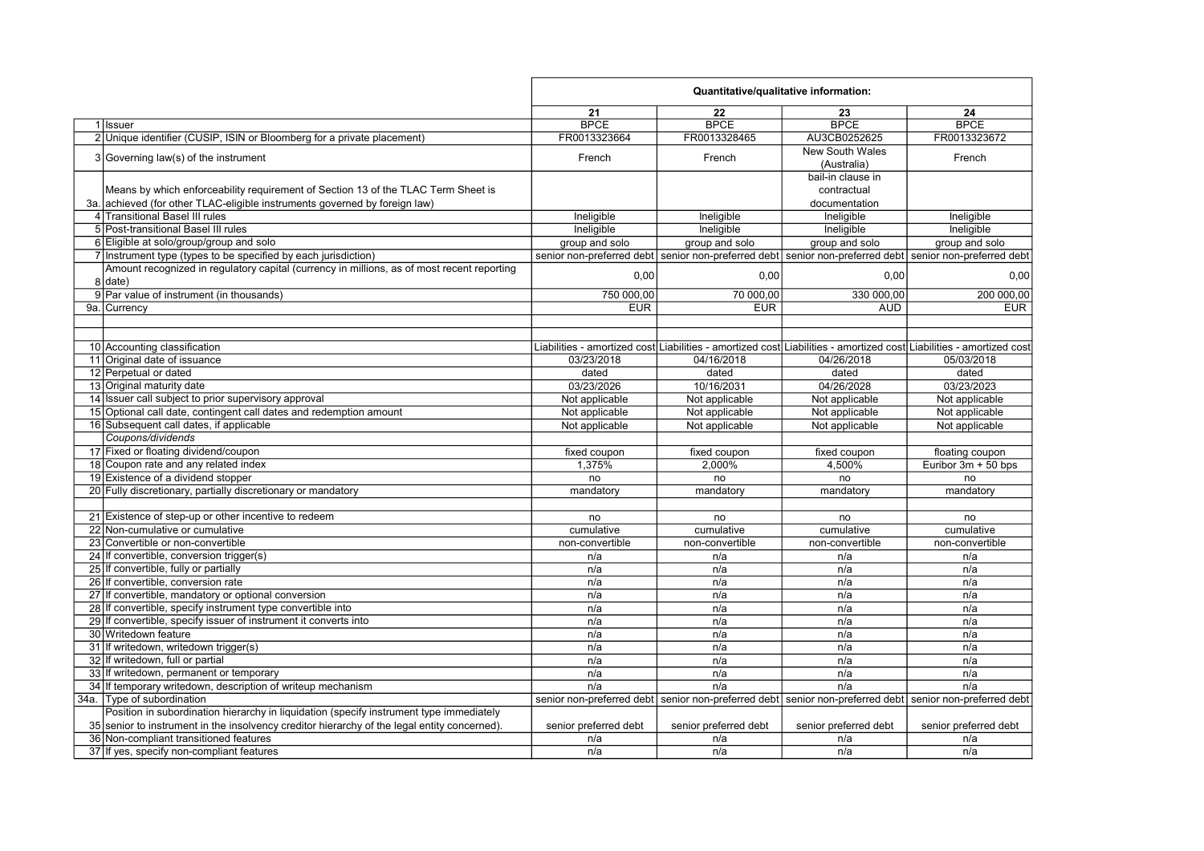| | | Quantitative/qualitative information: | | | |
|---|---|---|---|---|---|
| | | 21 | 22 | 23 | 24 |
| 1 | Issuer | BPCE | BPCE | BPCE | BPCE |
| 2 | Unique identifier (CUSIP, ISIN or Bloomberg for a private placement) | FR0013323664 | FR0013328465 | AU3CB0252625 | FR0013323672 |
| 3 | Governing law(s) of the instrument | French | French | New South Wales (Australia) | French |
| 3a. | Means by which enforceability requirement of Section 13 of the TLAC Term Sheet is achieved (for other TLAC-eligible instruments governed by foreign law) | | | bail-in clause in contractual documentation | |
| 4 | Transitional Basel III rules | Ineligible | Ineligible | Ineligible | Ineligible |
| 5 | Post-transitional Basel III rules | Ineligible | Ineligible | Ineligible | Ineligible |
| 6 | Eligible at solo/group/group and solo | group and solo | group and solo | group and solo | group and solo |
| 7 | Instrument type (types to be specified by each jurisdiction) | senior non-preferred debt | senior non-preferred debt | senior non-preferred debt | senior non-preferred debt |
| 8 | Amount recognized in regulatory capital (currency in millions, as of most recent reporting date) | 0,00 | 0,00 | 0,00 | 0,00 |
| 9 | Par value of instrument (in thousands) | 750 000,00 | 70 000,00 | 330 000,00 | 200 000,00 |
| 9a. | Currency | EUR | EUR | AUD | EUR |
| | | | | | |
| | | | | | |
| 10 | Accounting classification | Liabilities - amortized cost | Liabilities - amortized cost | Liabilities - amortized cost | Liabilities - amortized cost |
| 11 | Original date of issuance | 03/23/2018 | 04/16/2018 | 04/26/2018 | 05/03/2018 |
| 12 | Perpetual or dated | dated | dated | dated | dated |
| 13 | Original maturity date | 03/23/2026 | 10/16/2031 | 04/26/2028 | 03/23/2023 |
| 14 | Issuer call subject to prior supervisory approval | Not applicable | Not applicable | Not applicable | Not applicable |
| 15 | Optional call date, contingent call dates and redemption amount | Not applicable | Not applicable | Not applicable | Not applicable |
| 16 | Subsequent call dates, if applicable | Not applicable | Not applicable | Not applicable | Not applicable |
| | *Coupons/dividends* | | | | |
| 17 | Fixed or floating dividend/coupon | fixed coupon | fixed coupon | fixed coupon | floating coupon |
| 18 | Coupon rate and any related index | 1,375% | 2,000% | 4,500% | Euribor 3m + 50 bps |
| 19 | Existence of a dividend stopper | no | no | no | no |
| 20 | Fully discretionary, partially discretionary or mandatory | mandatory | mandatory | mandatory | mandatory |
| | | | | | |
| 21 | Existence of step-up or other incentive to redeem | no | no | no | no |
| 22 | Non-cumulative or cumulative | cumulative | cumulative | cumulative | cumulative |
| 23 | Convertible or non-convertible | non-convertible | non-convertible | non-convertible | non-convertible |
| 24 | If convertible, conversion trigger(s) | n/a | n/a | n/a | n/a |
| 25 | If convertible, fully or partially | n/a | n/a | n/a | n/a |
| 26 | If convertible, conversion rate | n/a | n/a | n/a | n/a |
| 27 | If convertible, mandatory or optional conversion | n/a | n/a | n/a | n/a |
| 28 | If convertible, specify instrument type convertible into | n/a | n/a | n/a | n/a |
| 29 | If convertible, specify issuer of instrument it converts into | n/a | n/a | n/a | n/a |
| 30 | Writedown feature | n/a | n/a | n/a | n/a |
| 31 | If writedown, writedown trigger(s) | n/a | n/a | n/a | n/a |
| 32 | If writedown, full or partial | n/a | n/a | n/a | n/a |
| 33 | If writedown, permanent or temporary | n/a | n/a | n/a | n/a |
| 34 | If temporary writedown, description of writeup mechanism | n/a | n/a | n/a | n/a |
| 34a. | Type of subordination | senior non-preferred debt | senior non-preferred debt | senior non-preferred debt | senior non-preferred debt |
| 35 | Position in subordination hierarchy in liquidation (specify instrument type immediately senior to instrument in the insolvency creditor hierarchy of the legal entity concerned). | senior preferred debt | senior preferred debt | senior preferred debt | senior preferred debt |
| 36 | Non-compliant transitioned features | n/a | n/a | n/a | n/a |
| 37 | If yes, specify non-compliant features | n/a | n/a | n/a | n/a |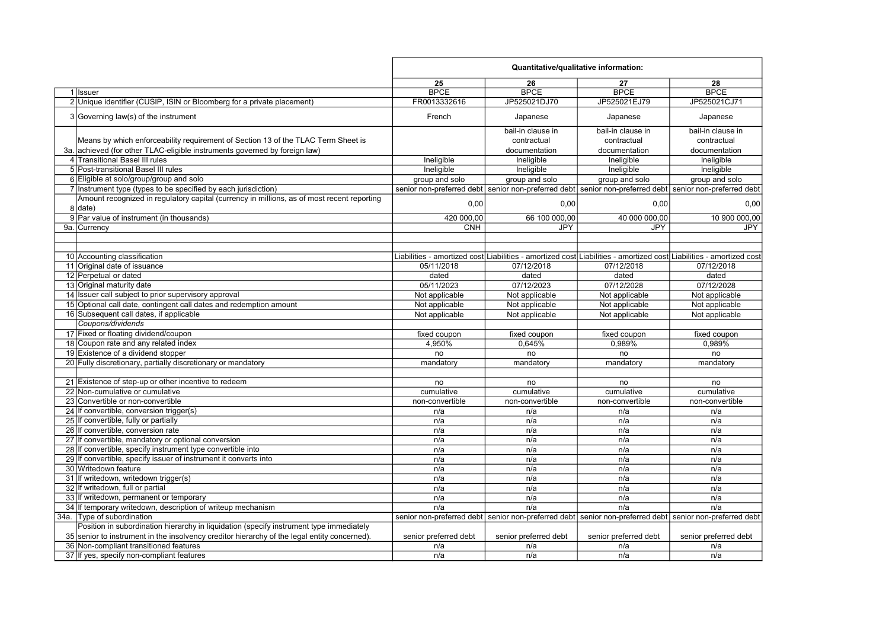| | | Quantitative/qualitative information: | | | |
|---|---|---|---|---|---|
| | | 25 | 26 | 27 | 28 |
| 1 | Issuer | BPCE | BPCE | BPCE | BPCE |
| 2 | Unique identifier (CUSIP, ISIN or Bloomberg for a private placement) | FR0013332616 | JP525021DJ70 | JP525021EJ79 | JP525021CJ71 |
| 3 | Governing law(s) of the instrument | French | Japanese | Japanese | Japanese |
| 3a. | Means by which enforceability requirement of Section 13 of the TLAC Term Sheet is achieved (for other TLAC-eligible instruments governed by foreign law) | | bail-in clause in contractual documentation | bail-in clause in contractual documentation | bail-in clause in contractual documentation |
| 4 | Transitional Basel III rules | Ineligible | Ineligible | Ineligible | Ineligible |
| 5 | Post-transitional Basel III rules | Ineligible | Ineligible | Ineligible | Ineligible |
| 6 | Eligible at solo/group/group and solo | group and solo | group and solo | group and solo | group and solo |
| 7 | Instrument type (types to be specified by each jurisdiction) | senior non-preferred debt | senior non-preferred debt | senior non-preferred debt | senior non-preferred debt |
| 8 | Amount recognized in regulatory capital (currency in millions, as of most recent reporting date) | 0,00 | 0,00 | 0,00 | 0,00 |
| 9 | Par value of instrument (in thousands) | 420 000,00 | 66 100 000,00 | 40 000 000,00 | 10 900 000,00 |
| 9a. | Currency | CNH | JPY | JPY | JPY |
| | | | | | |
| | | | | | |
| 10 | Accounting classification | Liabilities - amortized cost | Liabilities - amortized cost | Liabilities - amortized cost | Liabilities - amortized cost |
| 11 | Original date of issuance | 05/11/2018 | 07/12/2018 | 07/12/2018 | 07/12/2018 |
| 12 | Perpetual or dated | dated | dated | dated | dated |
| 13 | Original maturity date | 05/11/2023 | 07/12/2023 | 07/12/2028 | 07/12/2028 |
| 14 | Issuer call subject to prior supervisory approval | Not applicable | Not applicable | Not applicable | Not applicable |
| 15 | Optional call date, contingent call dates and redemption amount | Not applicable | Not applicable | Not applicable | Not applicable |
| 16 | Subsequent call dates, if applicable | Not applicable | Not applicable | Not applicable | Not applicable |
| | *Coupons/dividends* | | | | |
| 17 | Fixed or floating dividend/coupon | fixed coupon | fixed coupon | fixed coupon | fixed coupon |
| 18 | Coupon rate and any related index | 4,950% | 0,645% | 0,989% | 0,989% |
| 19 | Existence of a dividend stopper | no | no | no | no |
| 20 | Fully discretionary, partially discretionary or mandatory | mandatory | mandatory | mandatory | mandatory |
| | | | | | |
| 21 | Existence of step-up or other incentive to redeem | no | no | no | no |
| 22 | Non-cumulative or cumulative | cumulative | cumulative | cumulative | cumulative |
| 23 | Convertible or non-convertible | non-convertible | non-convertible | non-convertible | non-convertible |
| 24 | If convertible, conversion trigger(s) | n/a | n/a | n/a | n/a |
| 25 | If convertible, fully or partially | n/a | n/a | n/a | n/a |
| 26 | If convertible, conversion rate | n/a | n/a | n/a | n/a |
| 27 | If convertible, mandatory or optional conversion | n/a | n/a | n/a | n/a |
| 28 | If convertible, specify instrument type convertible into | n/a | n/a | n/a | n/a |
| 29 | If convertible, specify issuer of instrument it converts into | n/a | n/a | n/a | n/a |
| 30 | Writedown feature | n/a | n/a | n/a | n/a |
| 31 | If writedown, writedown trigger(s) | n/a | n/a | n/a | n/a |
| 32 | If writedown, full or partial | n/a | n/a | n/a | n/a |
| 33 | If writedown, permanent or temporary | n/a | n/a | n/a | n/a |
| 34 | If temporary writedown, description of writeup mechanism | n/a | n/a | n/a | n/a |
| 34a. | Type of subordination | senior non-preferred debt | senior non-preferred debt | senior non-preferred debt | senior non-preferred debt |
| 35 | Position in subordination hierarchy in liquidation (specify instrument type immediately senior to instrument in the insolvency creditor hierarchy of the legal entity concerned). | senior preferred debt | senior preferred debt | senior preferred debt | senior preferred debt |
| 36 | Non-compliant transitioned features | n/a | n/a | n/a | n/a |
| 37 | If yes, specify non-compliant features | n/a | n/a | n/a | n/a |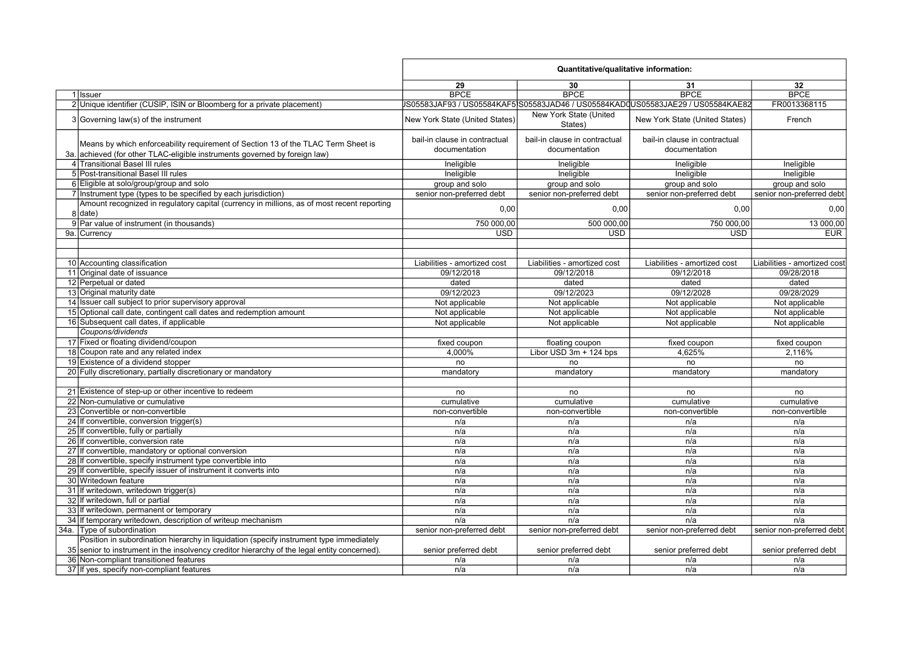| | | Quantitative/qualitative information: | | | |
|---|---|---|---|---|---|
| | | 29 | 30 | 31 | 32 |
| 1 | Issuer | BPCE | BPCE | BPCE | BPCE |
| 2 | Unique identifier (CUSIP, ISIN or Bloomberg for a private placement) | JS05583JAF93 / US05584KAF5 | S05583JAD46 / US05584KAD | US05583JAE29 / US05584KAE82 | FR0013368115 |
| 3 | Governing law(s) of the instrument | New York State (United States) | New York State (United States) | New York State (United States) | French |
| 3a. | Means by which enforceability requirement of Section 13 of the TLAC Term Sheet is achieved (for other TLAC-eligible instruments governed by foreign law) | bail-in clause in contractual documentation | bail-in clause in contractual documentation | bail-in clause in contractual documentation | |
| 4 | Transitional Basel III rules | Ineligible | Ineligible | Ineligible | Ineligible |
| 5 | Post-transitional Basel III rules | Ineligible | Ineligible | Ineligible | Ineligible |
| 6 | Eligible at solo/group/group and solo | group and solo | group and solo | group and solo | group and solo |
| 7 | Instrument type (types to be specified by each jurisdiction) | senior non-preferred debt | senior non-preferred debt | senior non-preferred debt | senior non-preferred debt |
| 8 | Amount recognized in regulatory capital (currency in millions, as of most recent reporting date) | 0,00 | 0,00 | 0,00 | 0,00 |
| 9 | Par value of instrument (in thousands) | 750 000,00 | 500 000,00 | 750 000,00 | 13 000,00 |
| 9a. | Currency | USD | USD | USD | EUR |
| | | | | | |
| | | | | | |
| 10 | Accounting classification | Liabilities - amortized cost | Liabilities - amortized cost | Liabilities - amortized cost | Liabilities - amortized cost |
| 11 | Original date of issuance | 09/12/2018 | 09/12/2018 | 09/12/2018 | 09/28/2018 |
| 12 | Perpetual or dated | dated | dated | dated | dated |
| 13 | Original maturity date | 09/12/2023 | 09/12/2023 | 09/12/2028 | 09/28/2029 |
| 14 | Issuer call subject to prior supervisory approval | Not applicable | Not applicable | Not applicable | Not applicable |
| 15 | Optional call date, contingent call dates and redemption amount | Not applicable | Not applicable | Not applicable | Not applicable |
| 16 | Subsequent call dates, if applicable | Not applicable | Not applicable | Not applicable | Not applicable |
| | *Coupons/dividends* | | | | |
| 17 | Fixed or floating dividend/coupon | fixed coupon | floating coupon | fixed coupon | fixed coupon |
| 18 | Coupon rate and any related index | 4,000% | Libor USD 3m + 124 bps | 4,625% | 2,116% |
| 19 | Existence of a dividend stopper | no | no | no | no |
| 20 | Fully discretionary, partially discretionary or mandatory | mandatory | mandatory | mandatory | mandatory |
| | | | | | |
| 21 | Existence of step-up or other incentive to redeem | no | no | no | no |
| 22 | Non-cumulative or cumulative | cumulative | cumulative | cumulative | cumulative |
| 23 | Convertible or non-convertible | non-convertible | non-convertible | non-convertible | non-convertible |
| 24 | If convertible, conversion trigger(s) | n/a | n/a | n/a | n/a |
| 25 | If convertible, fully or partially | n/a | n/a | n/a | n/a |
| 26 | If convertible, conversion rate | n/a | n/a | n/a | n/a |
| 27 | If convertible, mandatory or optional conversion | n/a | n/a | n/a | n/a |
| 28 | If convertible, specify instrument type convertible into | n/a | n/a | n/a | n/a |
| 29 | If convertible, specify issuer of instrument it converts into | n/a | n/a | n/a | n/a |
| 30 | Writedown feature | n/a | n/a | n/a | n/a |
| 31 | If writedown, writedown trigger(s) | n/a | n/a | n/a | n/a |
| 32 | If writedown, full or partial | n/a | n/a | n/a | n/a |
| 33 | If writedown, permanent or temporary | n/a | n/a | n/a | n/a |
| 34 | If temporary writedown, description of writeup mechanism | n/a | n/a | n/a | n/a |
| 34a. | Type of subordination | senior non-preferred debt | senior non-preferred debt | senior non-preferred debt | senior non-preferred debt |
| 35 | Position in subordination hierarchy in liquidation (specify instrument type immediately senior to instrument in the insolvency creditor hierarchy of the legal entity concerned). | senior preferred debt | senior preferred debt | senior preferred debt | senior preferred debt |
| 36 | Non-compliant transitioned features | n/a | n/a | n/a | n/a |
| 37 | If yes, specify non-compliant features | n/a | n/a | n/a | n/a |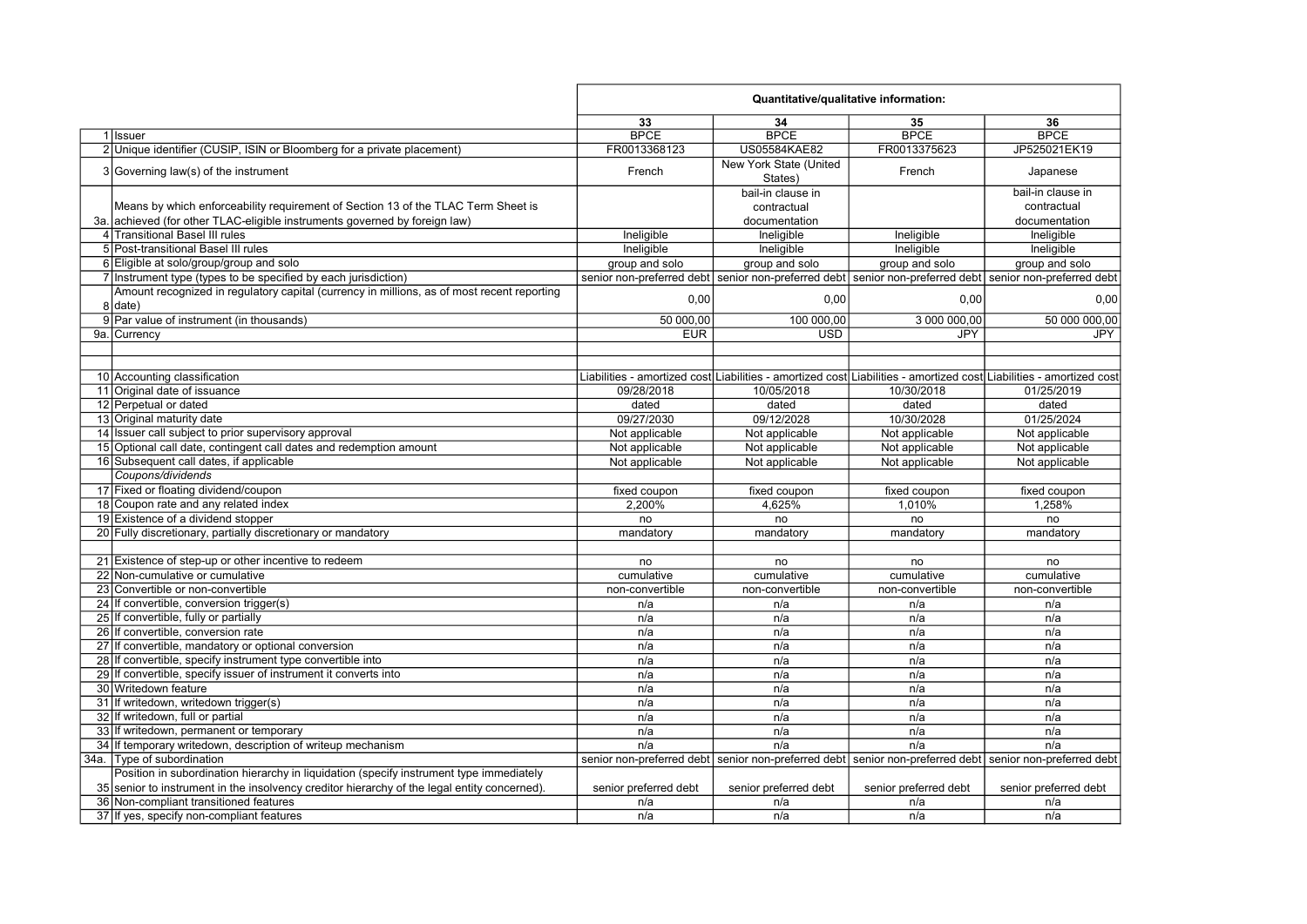| | | Quantitative/qualitative information: | | | |
|---|---|---|---|---|---|
| | | 33 | 34 | 35 | 36 |
| 1 | Issuer | BPCE | BPCE | BPCE | BPCE |
| 2 | Unique identifier (CUSIP, ISIN or Bloomberg for a private placement) | FR0013368123 | US05584KAE82 | FR0013375623 | JP525021EK19 |
| 3 | Governing law(s) of the instrument | French | New York State (United States) | French | Japanese |
| 3a. | Means by which enforceability requirement of Section 13 of the TLAC Term Sheet is achieved (for other TLAC-eligible instruments governed by foreign law) | | bail-in clause in contractual documentation | | bail-in clause in contractual documentation |
| 4 | Transitional Basel III rules | Ineligible | Ineligible | Ineligible | Ineligible |
| 5 | Post-transitional Basel III rules | Ineligible | Ineligible | Ineligible | Ineligible |
| 6 | Eligible at solo/group/group and solo | group and solo | group and solo | group and solo | group and solo |
| 7 | Instrument type (types to be specified by each jurisdiction) | senior non-preferred debt | senior non-preferred debt | senior non-preferred debt | senior non-preferred debt |
| 8 | Amount recognized in regulatory capital (currency in millions, as of most recent reporting date) | 0,00 | 0,00 | 0,00 | 0,00 |
| 9 | Par value of instrument (in thousands) | 50 000,00 | 100 000,00 | 3 000 000,00 | 50 000 000,00 |
| 9a. | Currency | EUR | USD | JPY | JPY |
| | | | | | |
| | | | | | |
| 10 | Accounting classification | Liabilities - amortized cost | Liabilities - amortized cost | Liabilities - amortized cost | Liabilities - amortized cost |
| 11 | Original date of issuance | 09/28/2018 | 10/05/2018 | 10/30/2018 | 01/25/2019 |
| 12 | Perpetual or dated | dated | dated | dated | dated |
| 13 | Original maturity date | 09/27/2030 | 09/12/2028 | 10/30/2028 | 01/25/2024 |
| 14 | Issuer call subject to prior supervisory approval | Not applicable | Not applicable | Not applicable | Not applicable |
| 15 | Optional call date, contingent call dates and redemption amount | Not applicable | Not applicable | Not applicable | Not applicable |
| 16 | Subsequent call dates, if applicable | Not applicable | Not applicable | Not applicable | Not applicable |
| | *Coupons/dividends* | | | | |
| 17 | Fixed or floating dividend/coupon | fixed coupon | fixed coupon | fixed coupon | fixed coupon |
| 18 | Coupon rate and any related index | 2,200% | 4,625% | 1,010% | 1,258% |
| 19 | Existence of a dividend stopper | no | no | no | no |
| 20 | Fully discretionary, partially discretionary or mandatory | mandatory | mandatory | mandatory | mandatory |
| | | | | | |
| 21 | Existence of step-up or other incentive to redeem | no | no | no | no |
| 22 | Non-cumulative or cumulative | cumulative | cumulative | cumulative | cumulative |
| 23 | Convertible or non-convertible | non-convertible | non-convertible | non-convertible | non-convertible |
| 24 | If convertible, conversion trigger(s) | n/a | n/a | n/a | n/a |
| 25 | If convertible, fully or partially | n/a | n/a | n/a | n/a |
| 26 | If convertible, conversion rate | n/a | n/a | n/a | n/a |
| 27 | If convertible, mandatory or optional conversion | n/a | n/a | n/a | n/a |
| 28 | If convertible, specify instrument type convertible into | n/a | n/a | n/a | n/a |
| 29 | If convertible, specify issuer of instrument it converts into | n/a | n/a | n/a | n/a |
| 30 | Writedown feature | n/a | n/a | n/a | n/a |
| 31 | If writedown, writedown trigger(s) | n/a | n/a | n/a | n/a |
| 32 | If writedown, full or partial | n/a | n/a | n/a | n/a |
| 33 | If writedown, permanent or temporary | n/a | n/a | n/a | n/a |
| 34 | If temporary writedown, description of writeup mechanism | n/a | n/a | n/a | n/a |
| 34a. | Type of subordination | senior non-preferred debt | senior non-preferred debt | senior non-preferred debt | senior non-preferred debt |
| 35 | Position in subordination hierarchy in liquidation (specify instrument type immediately senior to instrument in the insolvency creditor hierarchy of the legal entity concerned). | senior preferred debt | senior preferred debt | senior preferred debt | senior preferred debt |
| 36 | Non-compliant transitioned features | n/a | n/a | n/a | n/a |
| 37 | If yes, specify non-compliant features | n/a | n/a | n/a | n/a |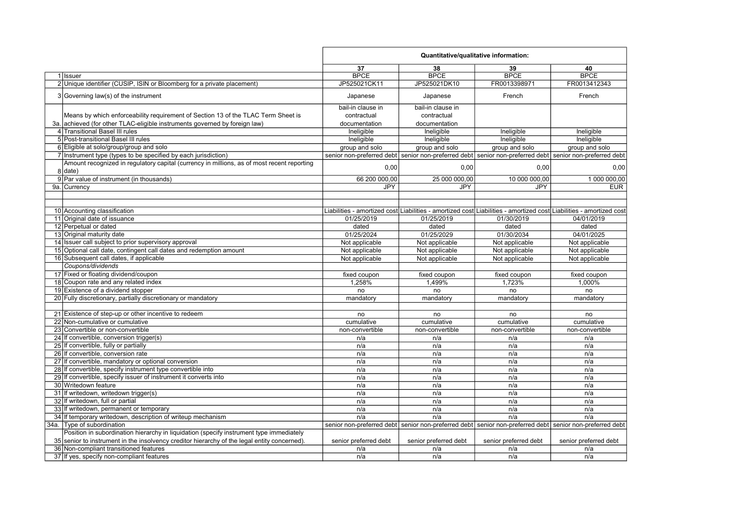| | | Quantitative/qualitative information: | | | |
|---|---|---|---|---|---|
| | | 37 | 38 | 39 | 40 |
| 1 | Issuer | BPCE | BPCE | BPCE | BPCE |
| 2 | Unique identifier (CUSIP, ISIN or Bloomberg for a private placement) | JP525021CK11 | JP525021DK10 | FR0013398971 | FR0013412343 |
| 3 | Governing law(s) of the instrument | Japanese | Japanese | French | French |
| 3a. | Means by which enforceability requirement of Section 13 of the TLAC Term Sheet is achieved (for other TLAC-eligible instruments governed by foreign law) | bail-in clause in contractual documentation | bail-in clause in contractual documentation | | |
| 4 | Transitional Basel III rules | Ineligible | Ineligible | Ineligible | Ineligible |
| 5 | Post-transitional Basel III rules | Ineligible | Ineligible | Ineligible | Ineligible |
| 6 | Eligible at solo/group/group and solo | group and solo | group and solo | group and solo | group and solo |
| 7 | Instrument type (types to be specified by each jurisdiction) | senior non-preferred debt | senior non-preferred debt | senior non-preferred debt | senior non-preferred debt |
| 8 | Amount recognized in regulatory capital (currency in millions, as of most recent reporting date) | 0,00 | 0,00 | 0,00 | 0,00 |
| 9 | Par value of instrument (in thousands) | 66 200 000,00 | 25 000 000,00 | 10 000 000,00 | 1 000 000,00 |
| 9a. | Currency | JPY | JPY | JPY | EUR |
| | | | | | |
| | | | | | |
| 10 | Accounting classification | Liabilities - amortized cost | Liabilities - amortized cost | Liabilities - amortized cost | Liabilities - amortized cost |
| 11 | Original date of issuance | 01/25/2019 | 01/25/2019 | 01/30/2019 | 04/01/2019 |
| 12 | Perpetual or dated | dated | dated | dated | dated |
| 13 | Original maturity date | 01/25/2024 | 01/25/2029 | 01/30/2034 | 04/01/2025 |
| 14 | Issuer call subject to prior supervisory approval | Not applicable | Not applicable | Not applicable | Not applicable |
| 15 | Optional call date, contingent call dates and redemption amount | Not applicable | Not applicable | Not applicable | Not applicable |
| 16 | Subsequent call dates, if applicable | Not applicable | Not applicable | Not applicable | Not applicable |
| | *Coupons/dividends* | | | | |
| 17 | Fixed or floating dividend/coupon | fixed coupon | fixed coupon | fixed coupon | fixed coupon |
| 18 | Coupon rate and any related index | 1,258% | 1,499% | 1,723% | 1,000% |
| 19 | Existence of a dividend stopper | no | no | no | no |
| 20 | Fully discretionary, partially discretionary or mandatory | mandatory | mandatory | mandatory | mandatory |
| | | | | | |
| 21 | Existence of step-up or other incentive to redeem | no | no | no | no |
| 22 | Non-cumulative or cumulative | cumulative | cumulative | cumulative | cumulative |
| 23 | Convertible or non-convertible | non-convertible | non-convertible | non-convertible | non-convertible |
| 24 | If convertible, conversion trigger(s) | n/a | n/a | n/a | n/a |
| 25 | If convertible, fully or partially | n/a | n/a | n/a | n/a |
| 26 | If convertible, conversion rate | n/a | n/a | n/a | n/a |
| 27 | If convertible, mandatory or optional conversion | n/a | n/a | n/a | n/a |
| 28 | If convertible, specify instrument type convertible into | n/a | n/a | n/a | n/a |
| 29 | If convertible, specify issuer of instrument it converts into | n/a | n/a | n/a | n/a |
| 30 | Writedown feature | n/a | n/a | n/a | n/a |
| 31 | If writedown, writedown trigger(s) | n/a | n/a | n/a | n/a |
| 32 | If writedown, full or partial | n/a | n/a | n/a | n/a |
| 33 | If writedown, permanent or temporary | n/a | n/a | n/a | n/a |
| 34 | If temporary writedown, description of writeup mechanism | n/a | n/a | n/a | n/a |
| 34a. | Type of subordination | senior non-preferred debt | senior non-preferred debt | senior non-preferred debt | senior non-preferred debt |
| 35 | Position in subordination hierarchy in liquidation (specify instrument type immediately senior to instrument in the insolvency creditor hierarchy of the legal entity concerned). | senior preferred debt | senior preferred debt | senior preferred debt | senior preferred debt |
| 36 | Non-compliant transitioned features | n/a | n/a | n/a | n/a |
| 37 | If yes, specify non-compliant features | n/a | n/a | n/a | n/a |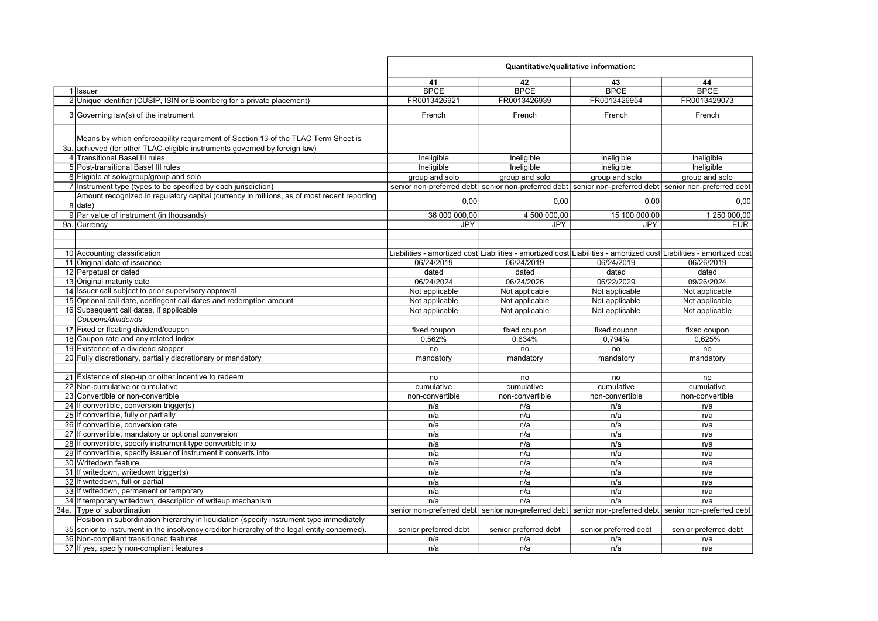| | | Quantitative/qualitative information: | | | |
|---|---|---|---|---|---|
| | | 41 | 42 | 43 | 44 |
| 1 | Issuer | BPCE | BPCE | BPCE | BPCE |
| 2 | Unique identifier (CUSIP, ISIN or Bloomberg for a private placement) | FR0013426921 | FR0013426939 | FR0013426954 | FR0013429073 |
| 3 | Governing law(s) of the instrument | French | French | French | French |
| 3a. | Means by which enforceability requirement of Section 13 of the TLAC Term Sheet is achieved (for other TLAC-eligible instruments governed by foreign law) | | | | |
| 4 | Transitional Basel III rules | Ineligible | Ineligible | Ineligible | Ineligible |
| 5 | Post-transitional Basel III rules | Ineligible | Ineligible | Ineligible | Ineligible |
| 6 | Eligible at solo/group/group and solo | group and solo | group and solo | group and solo | group and solo |
| 7 | Instrument type (types to be specified by each jurisdiction) | senior non-preferred debt | senior non-preferred debt | senior non-preferred debt | senior non-preferred debt |
| 8 | Amount recognized in regulatory capital (currency in millions, as of most recent reporting date) | 0,00 | 0,00 | 0,00 | 0,00 |
| 9 | Par value of instrument (in thousands) | 36 000 000,00 | 4 500 000,00 | 15 100 000,00 | 1 250 000,00 |
| 9a. | Currency | JPY | JPY | JPY | EUR |
| | | | | | |
| | | | | | |
| 10 | Accounting classification | Liabilities - amortized cost | Liabilities - amortized cost | Liabilities - amortized cost | Liabilities - amortized cost |
| 11 | Original date of issuance | 06/24/2019 | 06/24/2019 | 06/24/2019 | 06/26/2019 |
| 12 | Perpetual or dated | dated | dated | dated | dated |
| 13 | Original maturity date | 06/24/2024 | 06/24/2026 | 06/22/2029 | 09/26/2024 |
| 14 | Issuer call subject to prior supervisory approval | Not applicable | Not applicable | Not applicable | Not applicable |
| 15 | Optional call date, contingent call dates and redemption amount | Not applicable | Not applicable | Not applicable | Not applicable |
| 16 | Subsequent call dates, if applicable | Not applicable | Not applicable | Not applicable | Not applicable |
| | *Coupons/dividends* | | | | |
| 17 | Fixed or floating dividend/coupon | fixed coupon | fixed coupon | fixed coupon | fixed coupon |
| 18 | Coupon rate and any related index | 0,562% | 0,634% | 0,794% | 0,625% |
| 19 | Existence of a dividend stopper | no | no | no | no |
| 20 | Fully discretionary, partially discretionary or mandatory | mandatory | mandatory | mandatory | mandatory |
| | | | | | |
| 21 | Existence of step-up or other incentive to redeem | no | no | no | no |
| 22 | Non-cumulative or cumulative | cumulative | cumulative | cumulative | cumulative |
| 23 | Convertible or non-convertible | non-convertible | non-convertible | non-convertible | non-convertible |
| 24 | If convertible, conversion trigger(s) | n/a | n/a | n/a | n/a |
| 25 | If convertible, fully or partially | n/a | n/a | n/a | n/a |
| 26 | If convertible, conversion rate | n/a | n/a | n/a | n/a |
| 27 | If convertible, mandatory or optional conversion | n/a | n/a | n/a | n/a |
| 28 | If convertible, specify instrument type convertible into | n/a | n/a | n/a | n/a |
| 29 | If convertible, specify issuer of instrument it converts into | n/a | n/a | n/a | n/a |
| 30 | Writedown feature | n/a | n/a | n/a | n/a |
| 31 | If writedown, writedown trigger(s) | n/a | n/a | n/a | n/a |
| 32 | If writedown, full or partial | n/a | n/a | n/a | n/a |
| 33 | If writedown, permanent or temporary | n/a | n/a | n/a | n/a |
| 34 | If temporary writedown, description of writeup mechanism | n/a | n/a | n/a | n/a |
| 34a. | Type of subordination | senior non-preferred debt | senior non-preferred debt | senior non-preferred debt | senior non-preferred debt |
| 35 | Position in subordination hierarchy in liquidation (specify instrument type immediately senior to instrument in the insolvency creditor hierarchy of the legal entity concerned). | senior preferred debt | senior preferred debt | senior preferred debt | senior preferred debt |
| 36 | Non-compliant transitioned features | n/a | n/a | n/a | n/a |
| 37 | If yes, specify non-compliant features | n/a | n/a | n/a | n/a |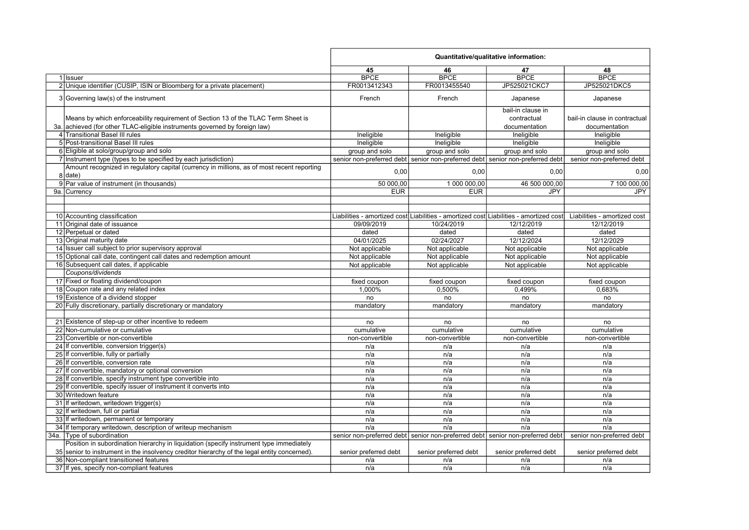| | | Quantitative/qualitative information: | | | |
|---|---|---|---|---|---|
| | | 45 | 46 | 47 | 48 |
| 1 | Issuer | BPCE | BPCE | BPCE | BPCE |
| 2 | Unique identifier (CUSIP, ISIN or Bloomberg for a private placement) | FR0013412343 | FR0013455540 | JP525021CKC7 | JP525021DKC5 |
| 3 | Governing law(s) of the instrument | French | French | Japanese | Japanese |
| 3a. | Means by which enforceability requirement of Section 13 of the TLAC Term Sheet is achieved (for other TLAC-eligible instruments governed by foreign law) | | | bail-in clause in contractual documentation | bail-in clause in contractual documentation |
| 4 | Transitional Basel III rules | Ineligible | Ineligible | Ineligible | Ineligible |
| 5 | Post-transitional Basel III rules | Ineligible | Ineligible | Ineligible | Ineligible |
| 6 | Eligible at solo/group/group and solo | group and solo | group and solo | group and solo | group and solo |
| 7 | Instrument type (types to be specified by each jurisdiction) | senior non-preferred debt | senior non-preferred debt | senior non-preferred debt | senior non-preferred debt |
| 8 | Amount recognized in regulatory capital (currency in millions, as of most recent reporting date) | 0,00 | 0,00 | 0,00 | 0,00 |
| 9 | Par value of instrument (in thousands) | 50 000,00 | 1 000 000,00 | 46 500 000,00 | 7 100 000,00 |
| 9a. | Currency | EUR | EUR | JPY | JPY |
| | | | | | |
| | | | | | |
| 10 | Accounting classification | Liabilities - amortized cost | Liabilities - amortized cost | Liabilities - amortized cost | Liabilities - amortized cost |
| 11 | Original date of issuance | 09/09/2019 | 10/24/2019 | 12/12/2019 | 12/12/2019 |
| 12 | Perpetual or dated | dated | dated | dated | dated |
| 13 | Original maturity date | 04/01/2025 | 02/24/2027 | 12/12/2024 | 12/12/2029 |
| 14 | Issuer call subject to prior supervisory approval | Not applicable | Not applicable | Not applicable | Not applicable |
| 15 | Optional call date, contingent call dates and redemption amount | Not applicable | Not applicable | Not applicable | Not applicable |
| 16 | Subsequent call dates, if applicable | Not applicable | Not applicable | Not applicable | Not applicable |
| | *Coupons/dividends* | | | | |
| 17 | Fixed or floating dividend/coupon | fixed coupon | fixed coupon | fixed coupon | fixed coupon |
| 18 | Coupon rate and any related index | 1,000% | 0,500% | 0,499% | 0,683% |
| 19 | Existence of a dividend stopper | no | no | no | no |
| 20 | Fully discretionary, partially discretionary or mandatory | mandatory | mandatory | mandatory | mandatory |
| | | | | | |
| 21 | Existence of step-up or other incentive to redeem | no | no | no | no |
| 22 | Non-cumulative or cumulative | cumulative | cumulative | cumulative | cumulative |
| 23 | Convertible or non-convertible | non-convertible | non-convertible | non-convertible | non-convertible |
| 24 | If convertible, conversion trigger(s) | n/a | n/a | n/a | n/a |
| 25 | If convertible, fully or partially | n/a | n/a | n/a | n/a |
| 26 | If convertible, conversion rate | n/a | n/a | n/a | n/a |
| 27 | If convertible, mandatory or optional conversion | n/a | n/a | n/a | n/a |
| 28 | If convertible, specify instrument type convertible into | n/a | n/a | n/a | n/a |
| 29 | If convertible, specify issuer of instrument it converts into | n/a | n/a | n/a | n/a |
| 30 | Writedown feature | n/a | n/a | n/a | n/a |
| 31 | If writedown, writedown trigger(s) | n/a | n/a | n/a | n/a |
| 32 | If writedown, full or partial | n/a | n/a | n/a | n/a |
| 33 | If writedown, permanent or temporary | n/a | n/a | n/a | n/a |
| 34 | If temporary writedown, description of writeup mechanism | n/a | n/a | n/a | n/a |
| 34a. | Type of subordination | senior non-preferred debt | senior non-preferred debt | senior non-preferred debt | senior non-preferred debt |
| 35 | Position in subordination hierarchy in liquidation (specify instrument type immediately senior to instrument in the insolvency creditor hierarchy of the legal entity concerned). | senior preferred debt | senior preferred debt | senior preferred debt | senior preferred debt |
| 36 | Non-compliant transitioned features | n/a | n/a | n/a | n/a |
| 37 | If yes, specify non-compliant features | n/a | n/a | n/a | n/a |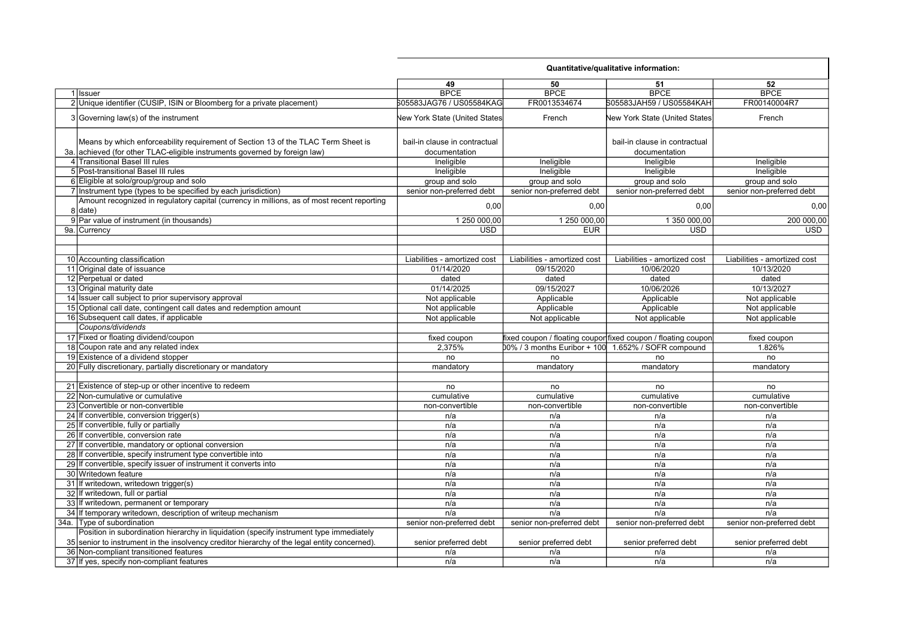| | | Quantitative/qualitative information: | | | |
|---|---|---|---|---|---|
| | | **49** | **50** | **51** | **52** |
| 1 | Issuer | BPCE | BPCE | BPCE | BPCE |
| 2 | Unique identifier (CUSIP, ISIN or Bloomberg for a private placement) | S05583JAG76 / US05584KAG | FR0013534674 | S05583JAH59 / US05584KAH | FR00140004R7 |
| 3 | Governing law(s) of the instrument | New York State (United States | French | New York State (United States | French |
| 3a. | Means by which enforceability requirement of Section 13 of the TLAC Term Sheet is achieved (for other TLAC-eligible instruments governed by foreign law) | bail-in clause in contractual documentation | | bail-in clause in contractual documentation | |
| 4 | Transitional Basel III rules | Ineligible | Ineligible | Ineligible | Ineligible |
| 5 | Post-transitional Basel III rules | Ineligible | Ineligible | Ineligible | Ineligible |
| 6 | Eligible at solo/group/group and solo | group and solo | group and solo | group and solo | group and solo |
| 7 | Instrument type (types to be specified by each jurisdiction) | senior non-preferred debt | senior non-preferred debt | senior non-preferred debt | senior non-preferred debt |
| 8 | Amount recognized in regulatory capital (currency in millions, as of most recent reporting date) | 0,00 | 0,00 | 0,00 | 0,00 |
| 9 | Par value of instrument (in thousands) | 1 250 000,00 | 1 250 000,00 | 1 350 000,00 | 200 000,00 |
| 9a. | Currency | USD | EUR | USD | USD |
| | | | | | |
| | | | | | |
| 10 | Accounting classification | Liabilities - amortized cost | Liabilities - amortized cost | Liabilities - amortized cost | Liabilities - amortized cost |
| 11 | Original date of issuance | 01/14/2020 | 09/15/2020 | 10/06/2020 | 10/13/2020 |
| 12 | Perpetual or dated | dated | dated | dated | dated |
| 13 | Original maturity date | 01/14/2025 | 09/15/2027 | 10/06/2026 | 10/13/2027 |
| 14 | Issuer call subject to prior supervisory approval | Not applicable | Applicable | Applicable | Not applicable |
| 15 | Optional call date, contingent call dates and redemption amount | Not applicable | Applicable | Applicable | Not applicable |
| 16 | Subsequent call dates, if applicable | Not applicable | Not applicable | Not applicable | Not applicable |
| | *Coupons/dividends* | | | | |
| 17 | Fixed or floating dividend/coupon | fixed coupon | fixed coupon / floating coupon | fixed coupon / floating coupon | fixed coupon |
| 18 | Coupon rate and any related index | 2,375% | 00% / 3 months Euribor + 100 | 1.652% / SOFR compound | 1.826% |
| 19 | Existence of a dividend stopper | no | no | no | no |
| 20 | Fully discretionary, partially discretionary or mandatory | mandatory | mandatory | mandatory | mandatory |
| | | | | | |
| 21 | Existence of step-up or other incentive to redeem | no | no | no | no |
| 22 | Non-cumulative or cumulative | cumulative | cumulative | cumulative | cumulative |
| 23 | Convertible or non-convertible | non-convertible | non-convertible | non-convertible | non-convertible |
| 24 | If convertible, conversion trigger(s) | n/a | n/a | n/a | n/a |
| 25 | If convertible, fully or partially | n/a | n/a | n/a | n/a |
| 26 | If convertible, conversion rate | n/a | n/a | n/a | n/a |
| 27 | If convertible, mandatory or optional conversion | n/a | n/a | n/a | n/a |
| 28 | If convertible, specify instrument type convertible into | n/a | n/a | n/a | n/a |
| 29 | If convertible, specify issuer of instrument it converts into | n/a | n/a | n/a | n/a |
| 30 | Writedown feature | n/a | n/a | n/a | n/a |
| 31 | If writedown, writedown trigger(s) | n/a | n/a | n/a | n/a |
| 32 | If writedown, full or partial | n/a | n/a | n/a | n/a |
| 33 | If writedown, permanent or temporary | n/a | n/a | n/a | n/a |
| 34 | If temporary writedown, description of writeup mechanism | n/a | n/a | n/a | n/a |
| 34a. | Type of subordination | senior non-preferred debt | senior non-preferred debt | senior non-preferred debt | senior non-preferred debt |
| 35 | Position in subordination hierarchy in liquidation (specify instrument type immediately senior to instrument in the insolvency creditor hierarchy of the legal entity concerned). | senior preferred debt | senior preferred debt | senior preferred debt | senior preferred debt |
| 36 | Non-compliant transitioned features | n/a | n/a | n/a | n/a |
| 37 | If yes, specify non-compliant features | n/a | n/a | n/a | n/a |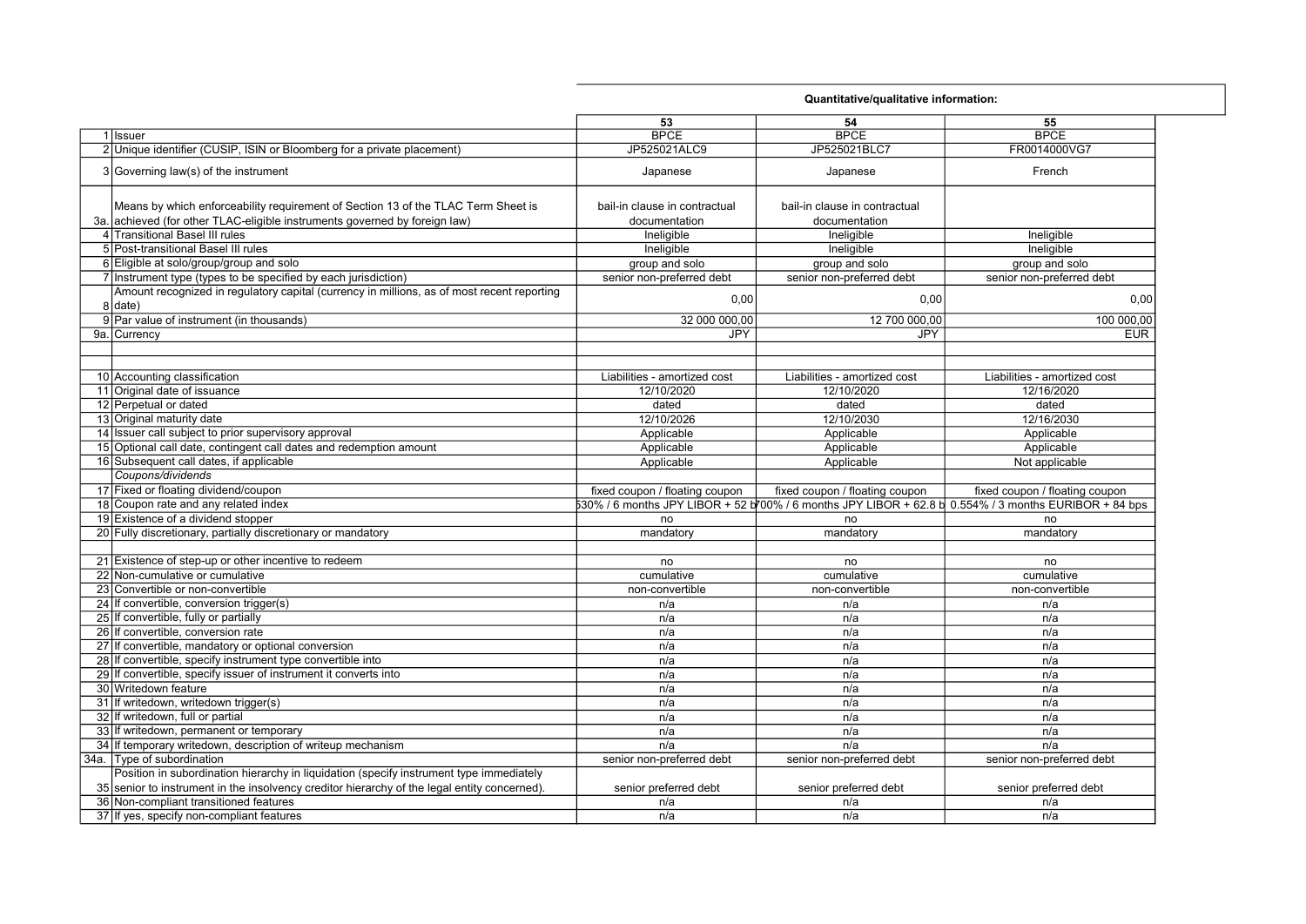| | | Quantitative/qualitative information: | | |
|---|---|---|---|---|
| | | 53 | 54 | 55 |
| 1 | Issuer | BPCE | BPCE | BPCE |
| 2 | Unique identifier (CUSIP, ISIN or Bloomberg for a private placement) | JP525021ALC9 | JP525021BLC7 | FR0014000VG7 |
| 3 | Governing law(s) of the instrument | Japanese | Japanese | French |
| 3a. | Means by which enforceability requirement of Section 13 of the TLAC Term Sheet is achieved (for other TLAC-eligible instruments governed by foreign law) | bail-in clause in contractual documentation | bail-in clause in contractual documentation | |
| 4 | Transitional Basel III rules | Ineligible | Ineligible | Ineligible |
| 5 | Post-transitional Basel III rules | Ineligible | Ineligible | Ineligible |
| 6 | Eligible at solo/group/group and solo | group and solo | group and solo | group and solo |
| 7 | Instrument type (types to be specified by each jurisdiction) | senior non-preferred debt | senior non-preferred debt | senior non-preferred debt |
| 8 | Amount recognized in regulatory capital (currency in millions, as of most recent reporting date) | 0,00 | 0,00 | 0,00 |
| 9 | Par value of instrument (in thousands) | 32 000 000,00 | 12 700 000,00 | 100 000,00 |
| 9a. | Currency | JPY | JPY | EUR |
| | | | | |
| | | | | |
| 10 | Accounting classification | Liabilities - amortized cost | Liabilities - amortized cost | Liabilities - amortized cost |
| 11 | Original date of issuance | 12/10/2020 | 12/10/2020 | 12/16/2020 |
| 12 | Perpetual or dated | dated | dated | dated |
| 13 | Original maturity date | 12/10/2026 | 12/10/2030 | 12/16/2030 |
| 14 | Issuer call subject to prior supervisory approval | Applicable | Applicable | Applicable |
| 15 | Optional call date, contingent call dates and redemption amount | Applicable | Applicable | Applicable |
| 16 | Subsequent call dates, if applicable | Applicable | Applicable | Not applicable |
| | *Coupons/dividends* | | | |
| 17 | Fixed or floating dividend/coupon | fixed coupon / floating coupon | fixed coupon / floating coupon | fixed coupon / floating coupon |
| 18 | Coupon rate and any related index | 530% / 6 months JPY LIBOR + 52 b | 700% / 6 months JPY LIBOR + 62.8 b | 0.554% / 3 months EURIBOR + 84 bps |
| 19 | Existence of a dividend stopper | no | no | no |
| 20 | Fully discretionary, partially discretionary or mandatory | mandatory | mandatory | mandatory |
| | | | | |
| 21 | Existence of step-up or other incentive to redeem | no | no | no |
| 22 | Non-cumulative or cumulative | cumulative | cumulative | cumulative |
| 23 | Convertible or non-convertible | non-convertible | non-convertible | non-convertible |
| 24 | If convertible, conversion trigger(s) | n/a | n/a | n/a |
| 25 | If convertible, fully or partially | n/a | n/a | n/a |
| 26 | If convertible, conversion rate | n/a | n/a | n/a |
| 27 | If convertible, mandatory or optional conversion | n/a | n/a | n/a |
| 28 | If convertible, specify instrument type convertible into | n/a | n/a | n/a |
| 29 | If convertible, specify issuer of instrument it converts into | n/a | n/a | n/a |
| 30 | Writedown feature | n/a | n/a | n/a |
| 31 | If writedown, writedown trigger(s) | n/a | n/a | n/a |
| 32 | If writedown, full or partial | n/a | n/a | n/a |
| 33 | If writedown, permanent or temporary | n/a | n/a | n/a |
| 34 | If temporary writedown, description of writeup mechanism | n/a | n/a | n/a |
| 34a. | Type of subordination | senior non-preferred debt | senior non-preferred debt | senior non-preferred debt |
| 35 | Position in subordination hierarchy in liquidation (specify instrument type immediately senior to instrument in the insolvency creditor hierarchy of the legal entity concerned). | senior preferred debt | senior preferred debt | senior preferred debt |
| 36 | Non-compliant transitioned features | n/a | n/a | n/a |
| 37 | If yes, specify non-compliant features | n/a | n/a | n/a |